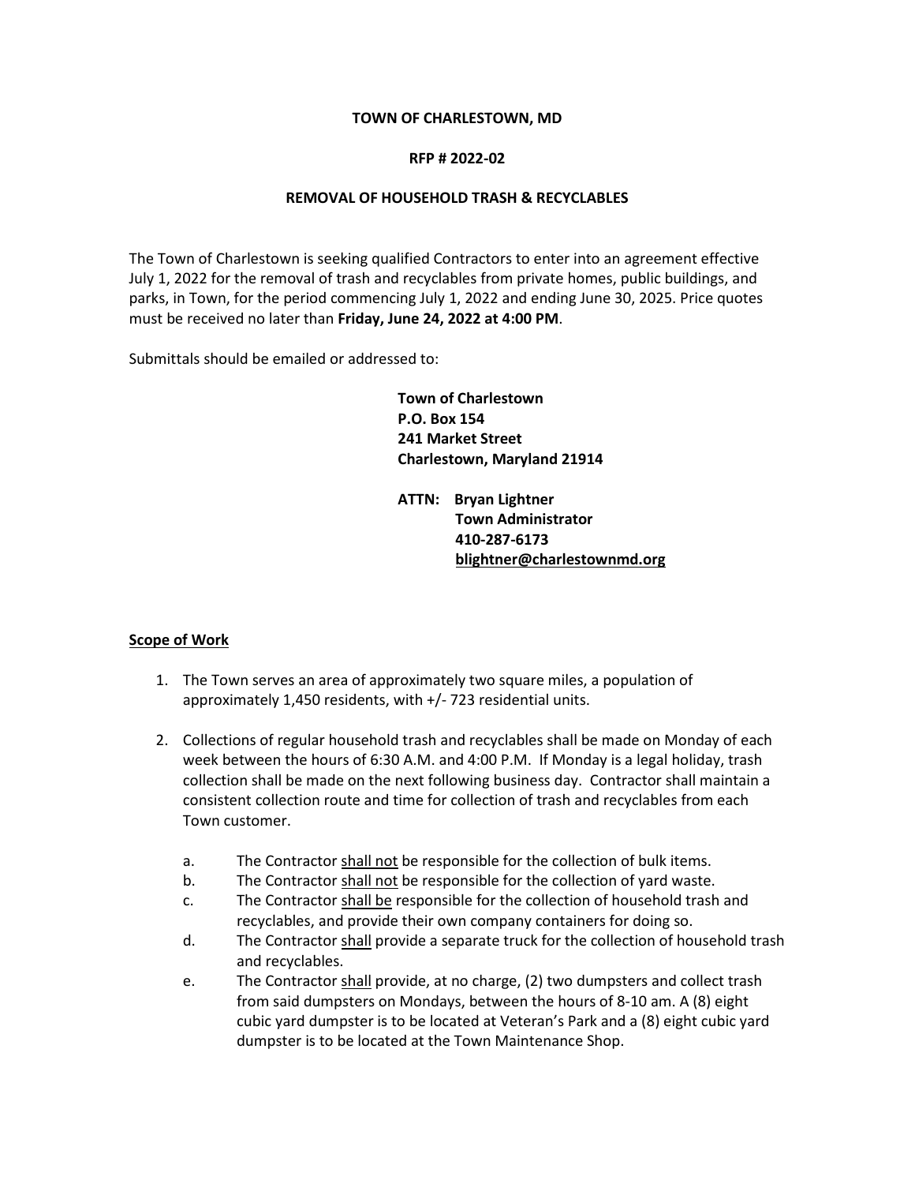**TOWN OF CHARLESTOWN, MD**

**RFP # 2022-02**

**REMOVAL OF HOUSEHOLD TRASH & RECYCLABLES**

The Town of Charlestown is seeking qualified Contractors to enter into an agreement effective July 1, 2022 for the removal of trash and recyclables from private homes, public buildings, and parks, in Town, for the period commencing July 1, 2022 and ending June 30, 2025. Price quotes must be received no later than **Friday, June 24, 2022 at 4:00 PM**.

Submittals should be emailed or addressed to:

**Town of Charlestown**
**P.O. Box 154**
**241 Market Street**
**Charlestown, Maryland 21914**

**ATTN: Bryan Lightner**
**Town Administrator**
**410-287-6173**
**blightner@charlestownmd.org**

## Scope of Work

1. The Town serves an area of approximately two square miles, a population of approximately 1,450 residents, with +/- 723 residential units.

2. Collections of regular household trash and recyclables shall be made on Monday of each week between the hours of 6:30 A.M. and 4:00 P.M. If Monday is a legal holiday, trash collection shall be made on the next following business day. Contractor shall maintain a consistent collection route and time for collection of trash and recyclables from each Town customer.

   a. The Contractor shall not be responsible for the collection of bulk items.
   b. The Contractor shall not be responsible for the collection of yard waste.
   c. The Contractor shall be responsible for the collection of household trash and recyclables, and provide their own company containers for doing so.
   d. The Contractor shall provide a separate truck for the collection of household trash and recyclables.
   e. The Contractor shall provide, at no charge, (2) two dumpsters and collect trash from said dumpsters on Mondays, between the hours of 8-10 am. A (8) eight cubic yard dumpster is to be located at Veteran's Park and a (8) eight cubic yard dumpster is to be located at the Town Maintenance Shop.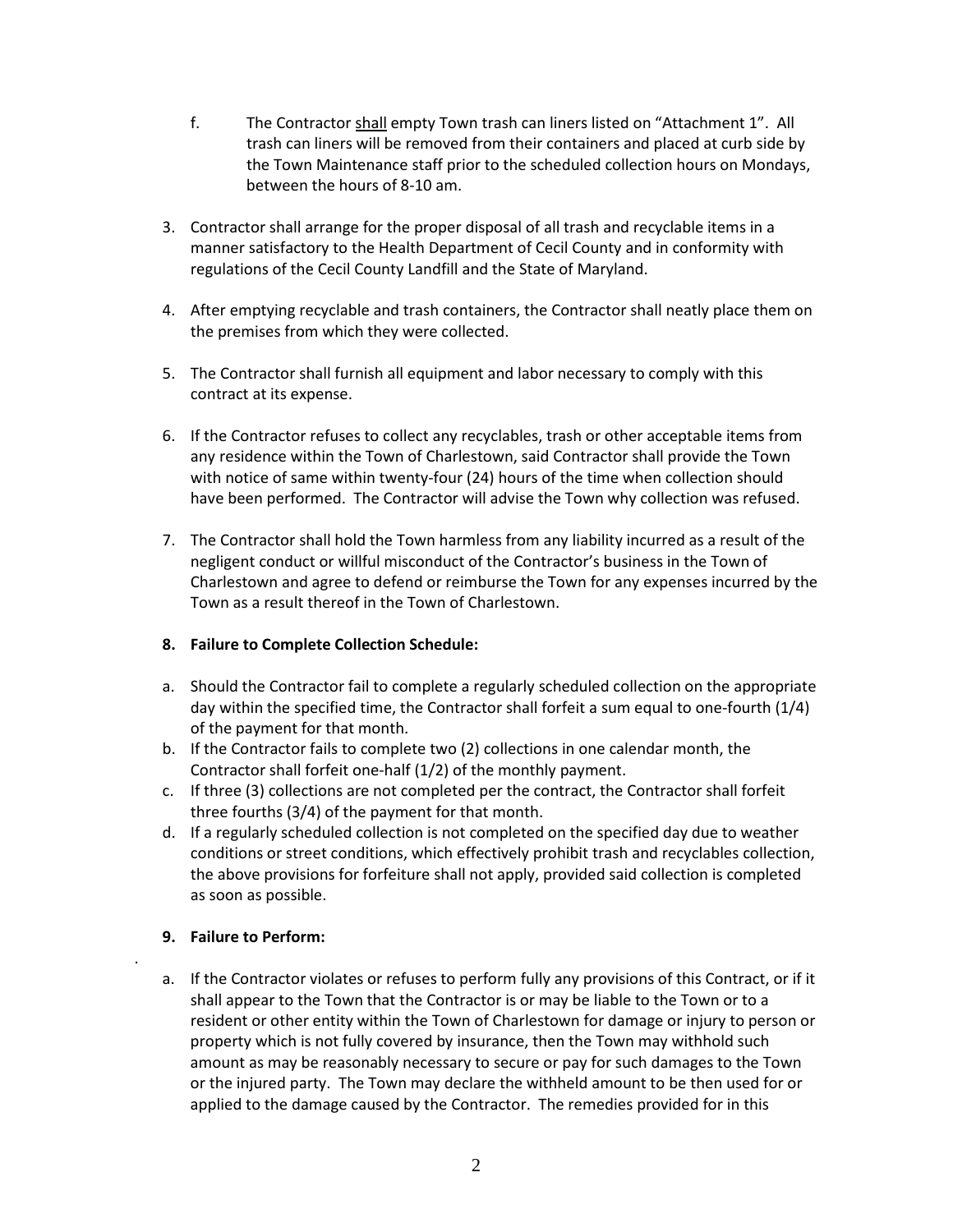f. The Contractor <u>shall</u> empty Town trash can liners listed on "Attachment 1". All trash can liners will be removed from their containers and placed at curb side by the Town Maintenance staff prior to the scheduled collection hours on Mondays, between the hours of 8-10 am.

3. Contractor shall arrange for the proper disposal of all trash and recyclable items in a manner satisfactory to the Health Department of Cecil County and in conformity with regulations of the Cecil County Landfill and the State of Maryland.

4. After emptying recyclable and trash containers, the Contractor shall neatly place them on the premises from which they were collected.

5. The Contractor shall furnish all equipment and labor necessary to comply with this contract at its expense.

6. If the Contractor refuses to collect any recyclables, trash or other acceptable items from any residence within the Town of Charlestown, said Contractor shall provide the Town with notice of same within twenty-four (24) hours of the time when collection should have been performed. The Contractor will advise the Town why collection was refused.

7. The Contractor shall hold the Town harmless from any liability incurred as a result of the negligent conduct or willful misconduct of the Contractor's business in the Town of Charlestown and agree to defend or reimburse the Town for any expenses incurred by the Town as a result thereof in the Town of Charlestown.

**8. Failure to Complete Collection Schedule:**

a. Should the Contractor fail to complete a regularly scheduled collection on the appropriate day within the specified time, the Contractor shall forfeit a sum equal to one-fourth (1/4) of the payment for that month.
b. If the Contractor fails to complete two (2) collections in one calendar month, the Contractor shall forfeit one-half (1/2) of the monthly payment.
c. If three (3) collections are not completed per the contract, the Contractor shall forfeit three fourths (3/4) of the payment for that month.
d. If a regularly scheduled collection is not completed on the specified day due to weather conditions or street conditions, which effectively prohibit trash and recyclables collection, the above provisions for forfeiture shall not apply, provided said collection is completed as soon as possible.

**9. Failure to Perform:**

a. If the Contractor violates or refuses to perform fully any provisions of this Contract, or if it shall appear to the Town that the Contractor is or may be liable to the Town or to a resident or other entity within the Town of Charlestown for damage or injury to person or property which is not fully covered by insurance, then the Town may withhold such amount as may be reasonably necessary to secure or pay for such damages to the Town or the injured party. The Town may declare the withheld amount to be then used for or applied to the damage caused by the Contractor. The remedies provided for in this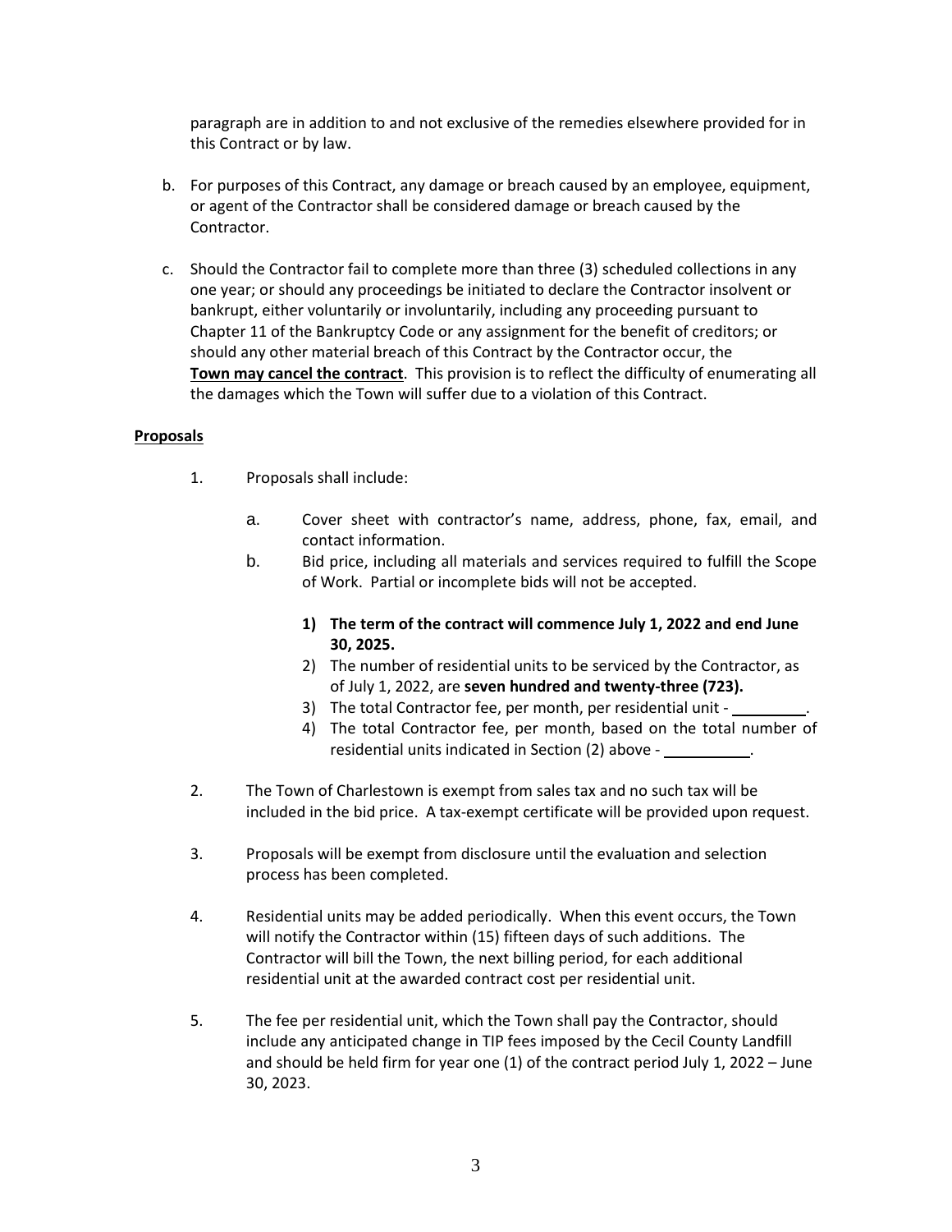paragraph are in addition to and not exclusive of the remedies elsewhere provided for in this Contract or by law.

b. For purposes of this Contract, any damage or breach caused by an employee, equipment, or agent of the Contractor shall be considered damage or breach caused by the Contractor.

c. Should the Contractor fail to complete more than three (3) scheduled collections in any one year; or should any proceedings be initiated to declare the Contractor insolvent or bankrupt, either voluntarily or involuntarily, including any proceeding pursuant to Chapter 11 of the Bankruptcy Code or any assignment for the benefit of creditors; or should any other material breach of this Contract by the Contractor occur, the **Town may cancel the contract**. This provision is to reflect the difficulty of enumerating all the damages which the Town will suffer due to a violation of this Contract.

**Proposals**

1. Proposals shall include:

   a. Cover sheet with contractor's name, address, phone, fax, email, and contact information.

   b. Bid price, including all materials and services required to fulfill the Scope of Work. Partial or incomplete bids will not be accepted.

      **1) The term of the contract will commence July 1, 2022 and end June 30, 2025.**

      2) The number of residential units to be serviced by the Contractor, as of July 1, 2022, are **seven hundred and twenty-three (723).**

      3) The total Contractor fee, per month, per residential unit - _________.

      4) The total Contractor fee, per month, based on the total number of residential units indicated in Section (2) above - __________.

2. The Town of Charlestown is exempt from sales tax and no such tax will be included in the bid price. A tax-exempt certificate will be provided upon request.

3. Proposals will be exempt from disclosure until the evaluation and selection process has been completed.

4. Residential units may be added periodically. When this event occurs, the Town will notify the Contractor within (15) fifteen days of such additions. The Contractor will bill the Town, the next billing period, for each additional residential unit at the awarded contract cost per residential unit.

5. The fee per residential unit, which the Town shall pay the Contractor, should include any anticipated change in TIP fees imposed by the Cecil County Landfill and should be held firm for year one (1) of the contract period July 1, 2022 – June 30, 2023.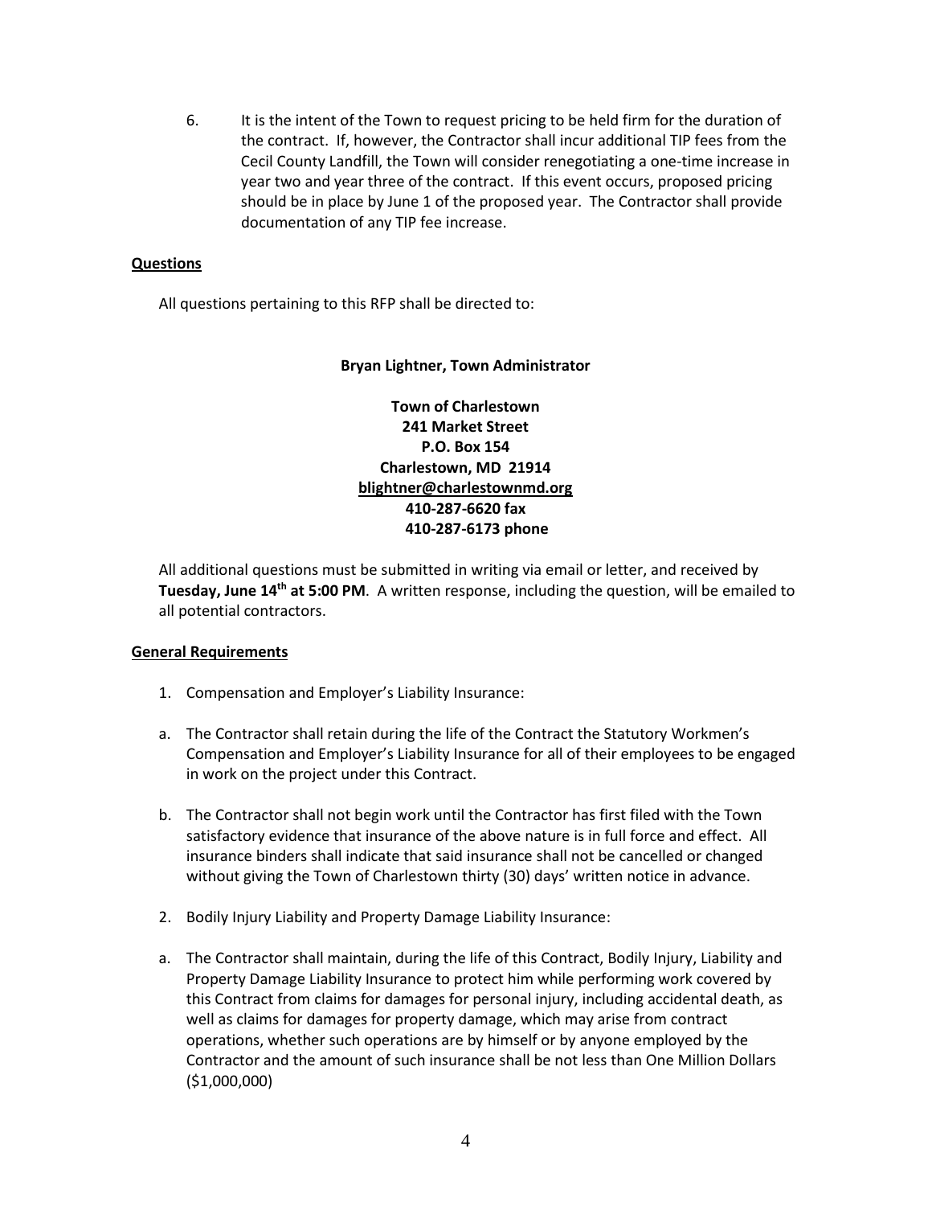6. It is the intent of the Town to request pricing to be held firm for the duration of the contract. If, however, the Contractor shall incur additional TIP fees from the Cecil County Landfill, the Town will consider renegotiating a one-time increase in year two and year three of the contract. If this event occurs, proposed pricing should be in place by June 1 of the proposed year. The Contractor shall provide documentation of any TIP fee increase.

**Questions**

All questions pertaining to this RFP shall be directed to:

**Bryan Lightner, Town Administrator**

**Town of Charlestown**
**241 Market Street**
**P.O. Box 154**
**Charlestown, MD 21914**
**blightner@charlestownmd.org**
**410-287-6620 fax**
**410-287-6173 phone**

All additional questions must be submitted in writing via email or letter, and received by **Tuesday, June 14th at 5:00 PM**. A written response, including the question, will be emailed to all potential contractors.

**General Requirements**

1. Compensation and Employer's Liability Insurance:

a. The Contractor shall retain during the life of the Contract the Statutory Workmen's Compensation and Employer's Liability Insurance for all of their employees to be engaged in work on the project under this Contract.

b. The Contractor shall not begin work until the Contractor has first filed with the Town satisfactory evidence that insurance of the above nature is in full force and effect. All insurance binders shall indicate that said insurance shall not be cancelled or changed without giving the Town of Charlestown thirty (30) days' written notice in advance.

2. Bodily Injury Liability and Property Damage Liability Insurance:

a. The Contractor shall maintain, during the life of this Contract, Bodily Injury, Liability and Property Damage Liability Insurance to protect him while performing work covered by this Contract from claims for damages for personal injury, including accidental death, as well as claims for damages for property damage, which may arise from contract operations, whether such operations are by himself or by anyone employed by the Contractor and the amount of such insurance shall be not less than One Million Dollars ($1,000,000)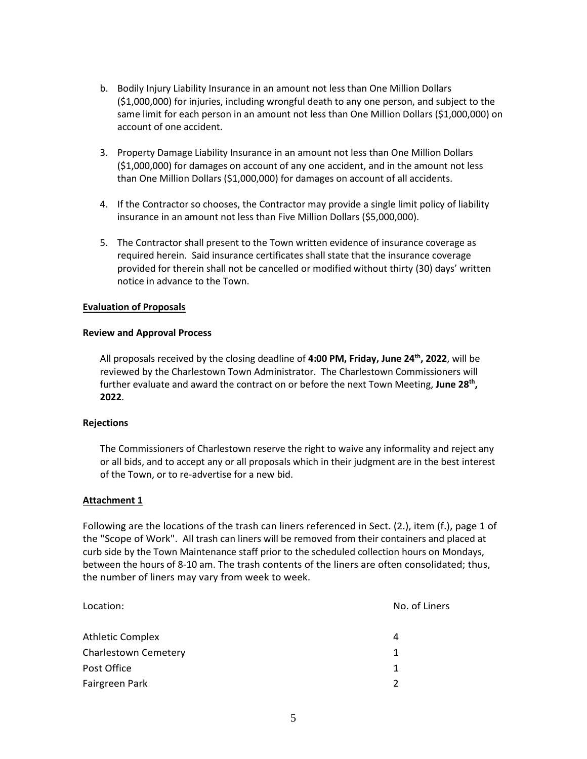b. Bodily Injury Liability Insurance in an amount not less than One Million Dollars ($1,000,000) for injuries, including wrongful death to any one person, and subject to the same limit for each person in an amount not less than One Million Dollars ($1,000,000) on account of one accident.

3. Property Damage Liability Insurance in an amount not less than One Million Dollars ($1,000,000) for damages on account of any one accident, and in the amount not less than One Million Dollars ($1,000,000) for damages on account of all accidents.

4. If the Contractor so chooses, the Contractor may provide a single limit policy of liability insurance in an amount not less than Five Million Dollars ($5,000,000).

5. The Contractor shall present to the Town written evidence of insurance coverage as required herein. Said insurance certificates shall state that the insurance coverage provided for therein shall not be cancelled or modified without thirty (30) days' written notice in advance to the Town.

## Evaluation of Proposals

### Review and Approval Process

All proposals received by the closing deadline of **4:00 PM, Friday, June 24th, 2022**, will be reviewed by the Charlestown Town Administrator. The Charlestown Commissioners will further evaluate and award the contract on or before the next Town Meeting, **June 28th, 2022**.

### Rejections

The Commissioners of Charlestown reserve the right to waive any informality and reject any or all bids, and to accept any or all proposals which in their judgment are in the best interest of the Town, or to re-advertise for a new bid.

## Attachment 1

Following are the locations of the trash can liners referenced in Sect. (2.), item (f.), page 1 of the "Scope of Work". All trash can liners will be removed from their containers and placed at curb side by the Town Maintenance staff prior to the scheduled collection hours on Mondays, between the hours of 8-10 am. The trash contents of the liners are often consolidated; thus, the number of liners may vary from week to week.

| Location: | No. of Liners |
| --- | --- |
| Athletic Complex | 4 |
| Charlestown Cemetery | 1 |
| Post Office | 1 |
| Fairgreen Park | 2 |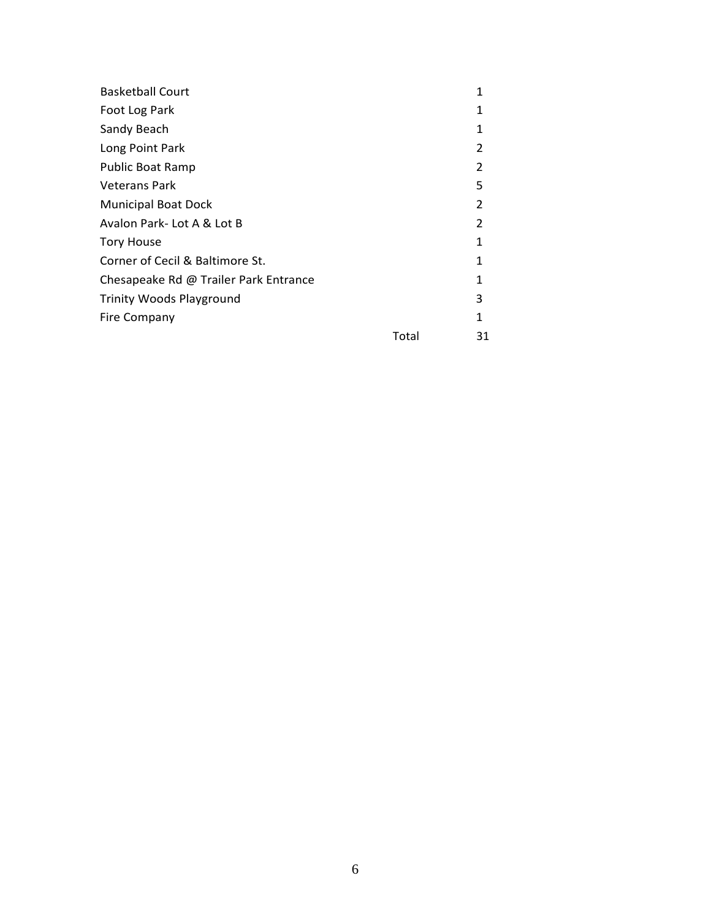| | | |
|---|---|---|
| Basketball Court | | 1 |
| Foot Log Park | | 1 |
| Sandy Beach | | 1 |
| Long Point Park | | 2 |
| Public Boat Ramp | | 2 |
| Veterans Park | | 5 |
| Municipal Boat Dock | | 2 |
| Avalon Park- Lot A & Lot B | | 2 |
| Tory House | | 1 |
| Corner of Cecil & Baltimore St. | | 1 |
| Chesapeake Rd @ Trailer Park Entrance | | 1 |
| Trinity Woods Playground | | 3 |
| Fire Company | | 1 |
| | Total | 31 |